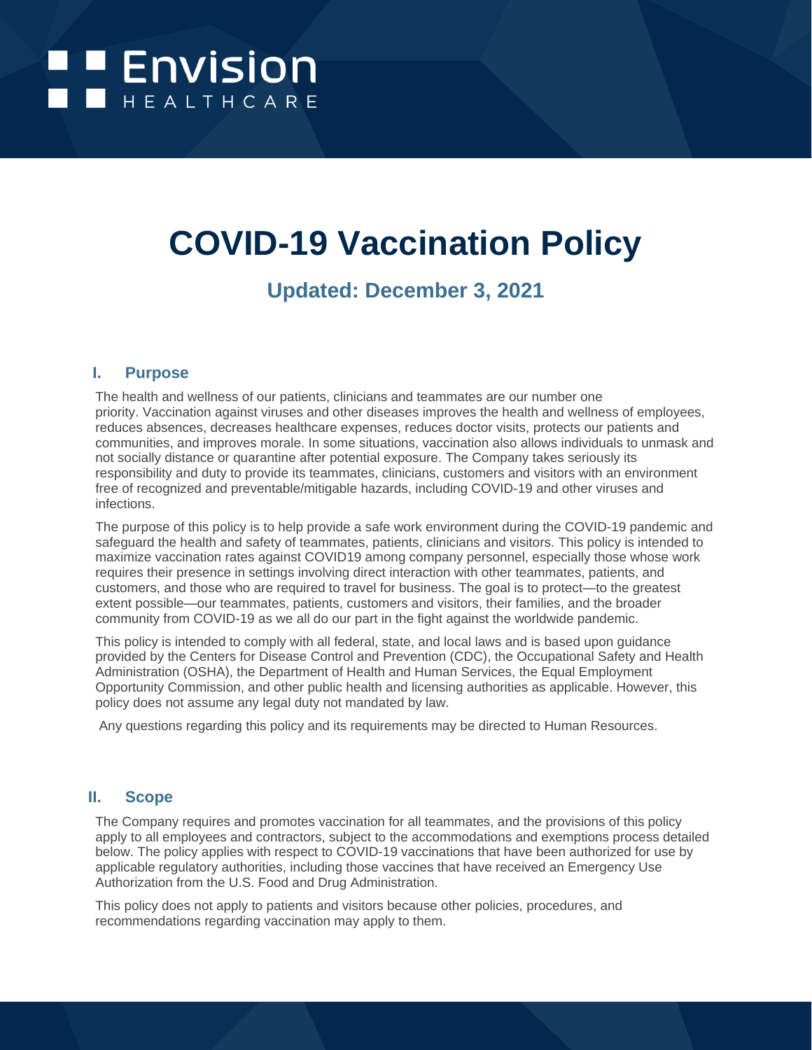Envision HEALTHCARE

# COVID-19 Vaccination Policy

### Updated: December 3, 2021

## I. Purpose

The health and wellness of our patients, clinicians and teammates are our number one priority. Vaccination against viruses and other diseases improves the health and wellness of employees, reduces absences, decreases healthcare expenses, reduces doctor visits, protects our patients and communities, and improves morale. In some situations, vaccination also allows individuals to unmask and not socially distance or quarantine after potential exposure. The Company takes seriously its responsibility and duty to provide its teammates, clinicians, customers and visitors with an environment free of recognized and preventable/mitigable hazards, including COVID-19 and other viruses and infections.

The purpose of this policy is to help provide a safe work environment during the COVID-19 pandemic and safeguard the health and safety of teammates, patients, clinicians and visitors. This policy is intended to maximize vaccination rates against COVID19 among company personnel, especially those whose work requires their presence in settings involving direct interaction with other teammates, patients, and customers, and those who are required to travel for business. The goal is to protect—to the greatest extent possible—our teammates, patients, customers and visitors, their families, and the broader community from COVID-19 as we all do our part in the fight against the worldwide pandemic.

This policy is intended to comply with all federal, state, and local laws and is based upon guidance provided by the Centers for Disease Control and Prevention (CDC), the Occupational Safety and Health Administration (OSHA), the Department of Health and Human Services, the Equal Employment Opportunity Commission, and other public health and licensing authorities as applicable. However, this policy does not assume any legal duty not mandated by law.

Any questions regarding this policy and its requirements may be directed to Human Resources.

## II. Scope

The Company requires and promotes vaccination for all teammates, and the provisions of this policy apply to all employees and contractors, subject to the accommodations and exemptions process detailed below. The policy applies with respect to COVID-19 vaccinations that have been authorized for use by applicable regulatory authorities, including those vaccines that have received an Emergency Use Authorization from the U.S. Food and Drug Administration.

This policy does not apply to patients and visitors because other policies, procedures, and recommendations regarding vaccination may apply to them.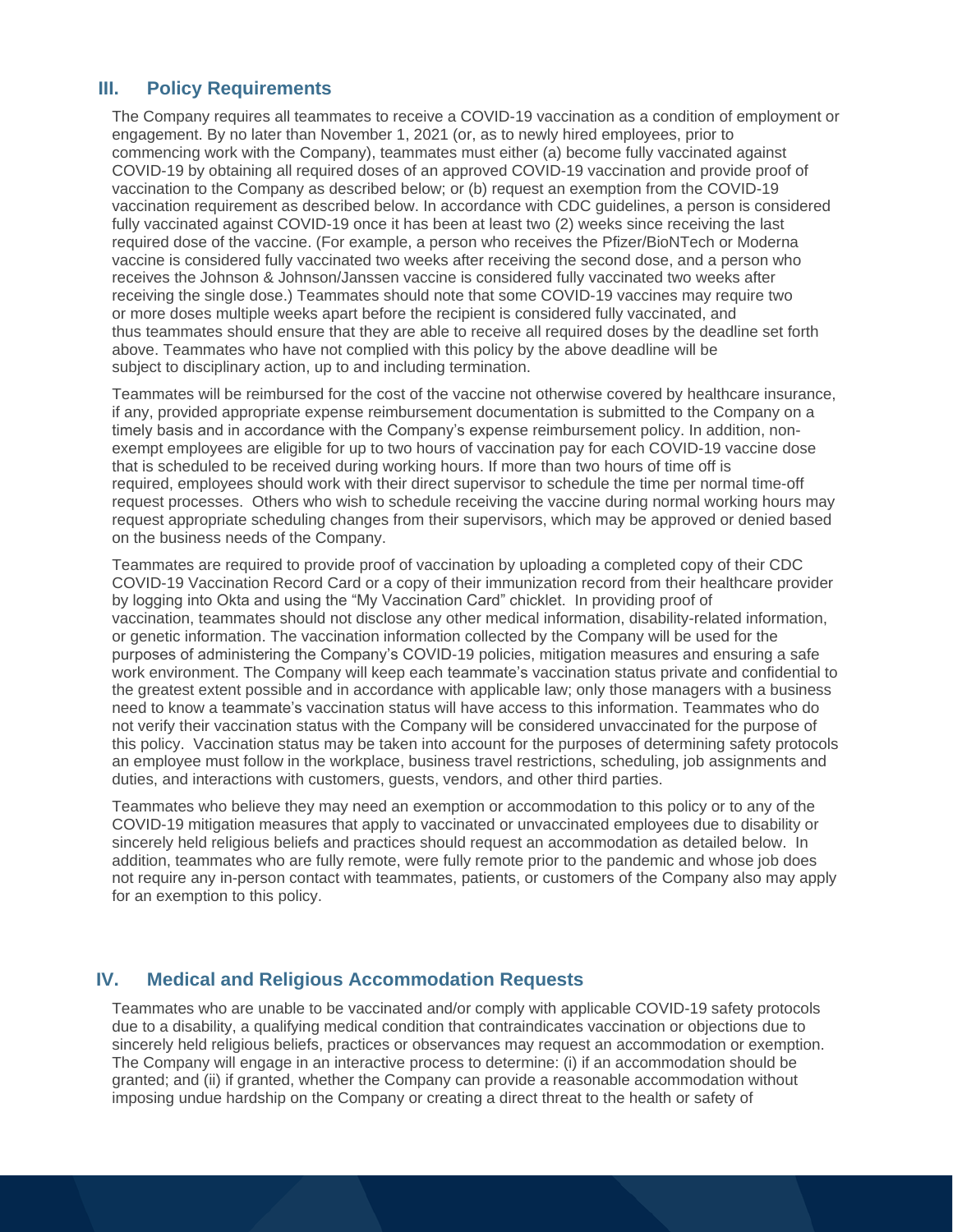## III. Policy Requirements

The Company requires all teammates to receive a COVID-19 vaccination as a condition of employment or engagement. By no later than November 1, 2021 (or, as to newly hired employees, prior to commencing work with the Company), teammates must either (a) become fully vaccinated against COVID-19 by obtaining all required doses of an approved COVID-19 vaccination and provide proof of vaccination to the Company as described below; or (b) request an exemption from the COVID-19 vaccination requirement as described below. In accordance with CDC guidelines, a person is considered fully vaccinated against COVID-19 once it has been at least two (2) weeks since receiving the last required dose of the vaccine. (For example, a person who receives the Pfizer/BioNTech or Moderna vaccine is considered fully vaccinated two weeks after receiving the second dose, and a person who receives the Johnson & Johnson/Janssen vaccine is considered fully vaccinated two weeks after receiving the single dose.) Teammates should note that some COVID-19 vaccines may require two or more doses multiple weeks apart before the recipient is considered fully vaccinated, and thus teammates should ensure that they are able to receive all required doses by the deadline set forth above. Teammates who have not complied with this policy by the above deadline will be subject to disciplinary action, up to and including termination.

Teammates will be reimbursed for the cost of the vaccine not otherwise covered by healthcare insurance, if any, provided appropriate expense reimbursement documentation is submitted to the Company on a timely basis and in accordance with the Company's expense reimbursement policy. In addition, non-exempt employees are eligible for up to two hours of vaccination pay for each COVID-19 vaccine dose that is scheduled to be received during working hours. If more than two hours of time off is required, employees should work with their direct supervisor to schedule the time per normal time-off request processes. Others who wish to schedule receiving the vaccine during normal working hours may request appropriate scheduling changes from their supervisors, which may be approved or denied based on the business needs of the Company.

Teammates are required to provide proof of vaccination by uploading a completed copy of their CDC COVID-19 Vaccination Record Card or a copy of their immunization record from their healthcare provider by logging into Okta and using the "My Vaccination Card" chicklet. In providing proof of vaccination, teammates should not disclose any other medical information, disability-related information, or genetic information. The vaccination information collected by the Company will be used for the purposes of administering the Company's COVID-19 policies, mitigation measures and ensuring a safe work environment. The Company will keep each teammate's vaccination status private and confidential to the greatest extent possible and in accordance with applicable law; only those managers with a business need to know a teammate's vaccination status will have access to this information. Teammates who do not verify their vaccination status with the Company will be considered unvaccinated for the purpose of this policy. Vaccination status may be taken into account for the purposes of determining safety protocols an employee must follow in the workplace, business travel restrictions, scheduling, job assignments and duties, and interactions with customers, guests, vendors, and other third parties.

Teammates who believe they may need an exemption or accommodation to this policy or to any of the COVID-19 mitigation measures that apply to vaccinated or unvaccinated employees due to disability or sincerely held religious beliefs and practices should request an accommodation as detailed below. In addition, teammates who are fully remote, were fully remote prior to the pandemic and whose job does not require any in-person contact with teammates, patients, or customers of the Company also may apply for an exemption to this policy.

## IV. Medical and Religious Accommodation Requests

Teammates who are unable to be vaccinated and/or comply with applicable COVID-19 safety protocols due to a disability, a qualifying medical condition that contraindicates vaccination or objections due to sincerely held religious beliefs, practices or observances may request an accommodation or exemption. The Company will engage in an interactive process to determine: (i) if an accommodation should be granted; and (ii) if granted, whether the Company can provide a reasonable accommodation without imposing undue hardship on the Company or creating a direct threat to the health or safety of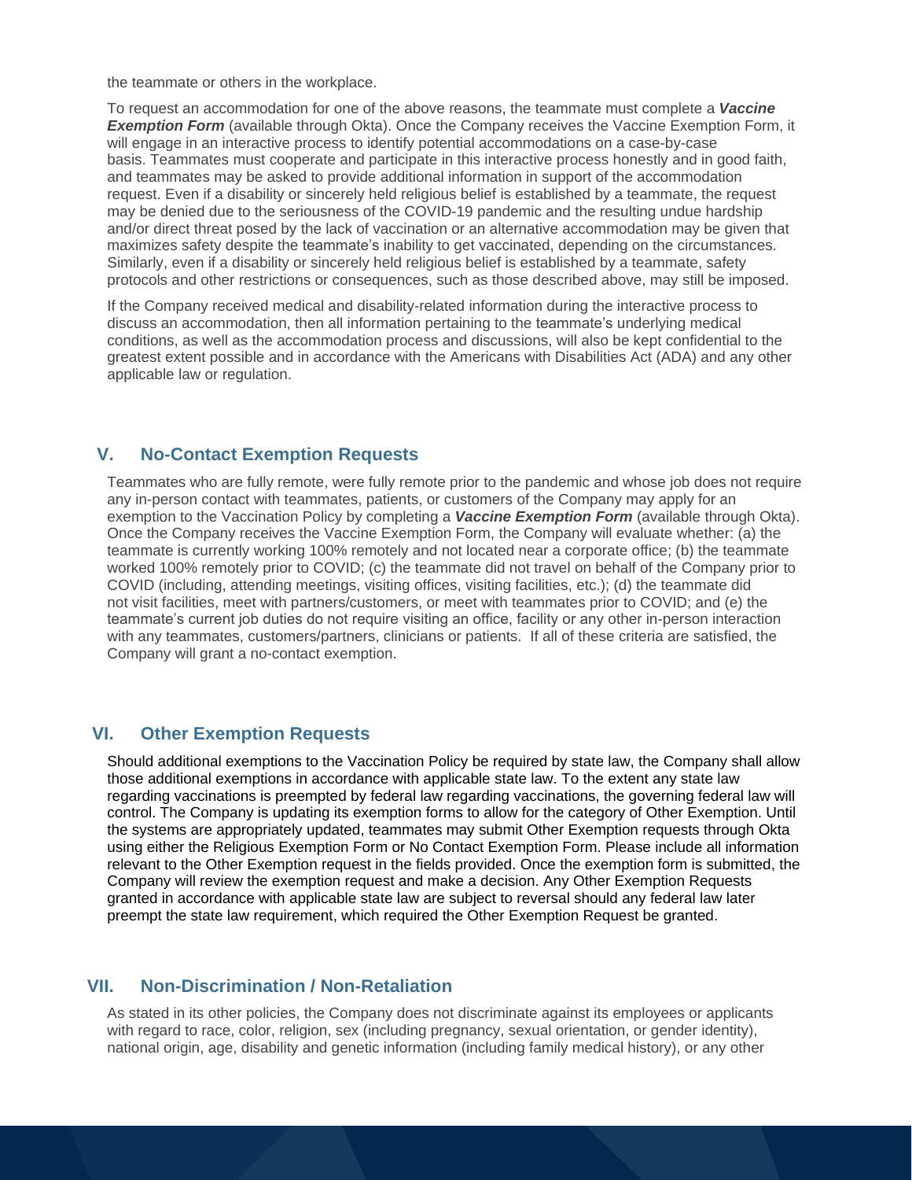the teammate or others in the workplace.

To request an accommodation for one of the above reasons, the teammate must complete a ***Vaccine Exemption Form*** (available through Okta). Once the Company receives the Vaccine Exemption Form, it will engage in an interactive process to identify potential accommodations on a case-by-case basis. Teammates must cooperate and participate in this interactive process honestly and in good faith, and teammates may be asked to provide additional information in support of the accommodation request. Even if a disability or sincerely held religious belief is established by a teammate, the request may be denied due to the seriousness of the COVID-19 pandemic and the resulting undue hardship and/or direct threat posed by the lack of vaccination or an alternative accommodation may be given that maximizes safety despite the teammate's inability to get vaccinated, depending on the circumstances. Similarly, even if a disability or sincerely held religious belief is established by a teammate, safety protocols and other restrictions or consequences, such as those described above, may still be imposed.

If the Company received medical and disability-related information during the interactive process to discuss an accommodation, then all information pertaining to the teammate's underlying medical conditions, as well as the accommodation process and discussions, will also be kept confidential to the greatest extent possible and in accordance with the Americans with Disabilities Act (ADA) and any other applicable law or regulation.

## V. No-Contact Exemption Requests

Teammates who are fully remote, were fully remote prior to the pandemic and whose job does not require any in-person contact with teammates, patients, or customers of the Company may apply for an exemption to the Vaccination Policy by completing a ***Vaccine Exemption Form*** (available through Okta). Once the Company receives the Vaccine Exemption Form, the Company will evaluate whether: (a) the teammate is currently working 100% remotely and not located near a corporate office; (b) the teammate worked 100% remotely prior to COVID; (c) the teammate did not travel on behalf of the Company prior to COVID (including, attending meetings, visiting offices, visiting facilities, etc.); (d) the teammate did not visit facilities, meet with partners/customers, or meet with teammates prior to COVID; and (e) the teammate's current job duties do not require visiting an office, facility or any other in-person interaction with any teammates, customers/partners, clinicians or patients. If all of these criteria are satisfied, the Company will grant a no-contact exemption.

## VI. Other Exemption Requests

Should additional exemptions to the Vaccination Policy be required by state law, the Company shall allow those additional exemptions in accordance with applicable state law. To the extent any state law regarding vaccinations is preempted by federal law regarding vaccinations, the governing federal law will control. The Company is updating its exemption forms to allow for the category of Other Exemption. Until the systems are appropriately updated, teammates may submit Other Exemption requests through Okta using either the Religious Exemption Form or No Contact Exemption Form. Please include all information relevant to the Other Exemption request in the fields provided. Once the exemption form is submitted, the Company will review the exemption request and make a decision. Any Other Exemption Requests granted in accordance with applicable state law are subject to reversal should any federal law later preempt the state law requirement, which required the Other Exemption Request be granted.

## VII. Non-Discrimination / Non-Retaliation

As stated in its other policies, the Company does not discriminate against its employees or applicants with regard to race, color, religion, sex (including pregnancy, sexual orientation, or gender identity), national origin, age, disability and genetic information (including family medical history), or any other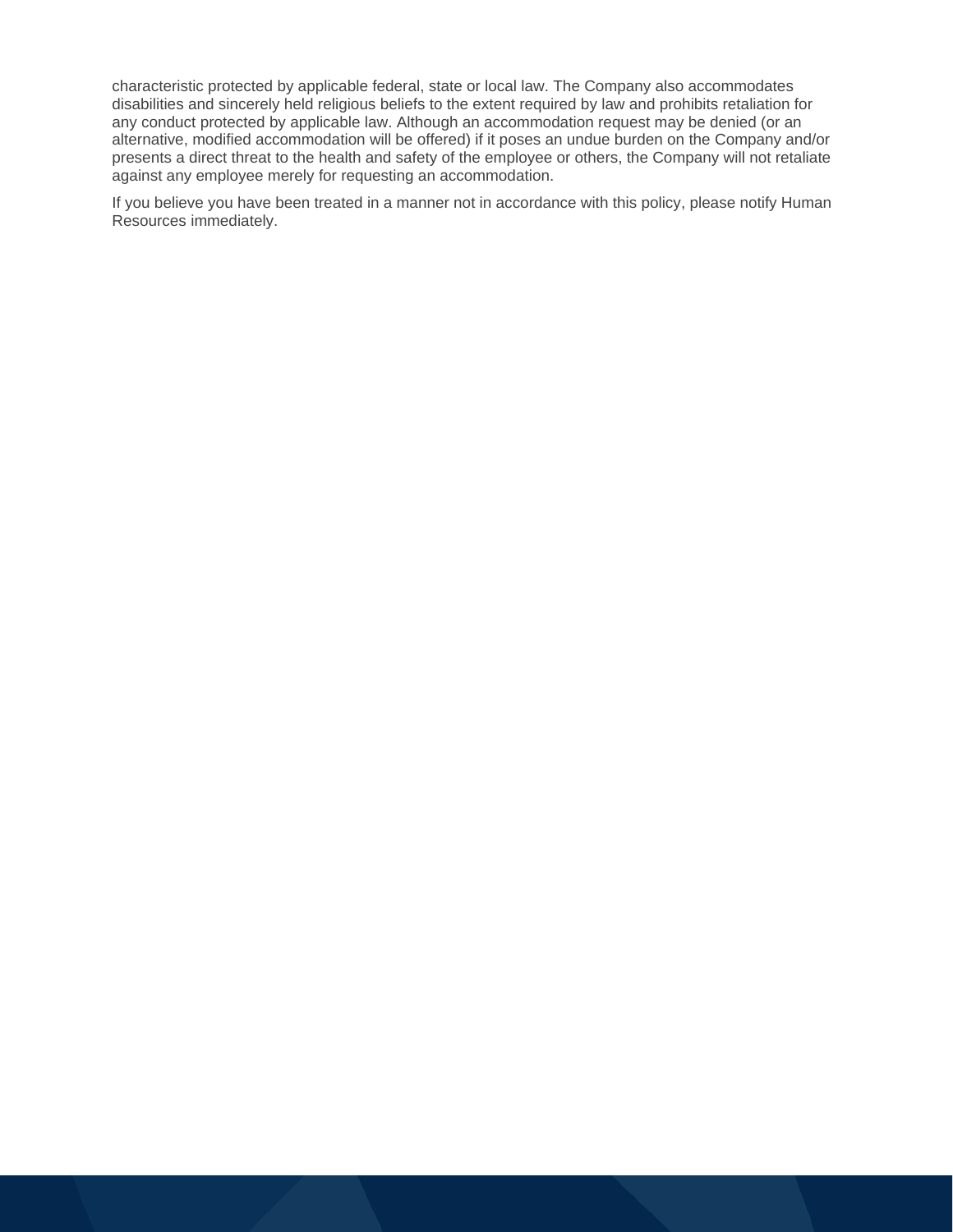characteristic protected by applicable federal, state or local law. The Company also accommodates disabilities and sincerely held religious beliefs to the extent required by law and prohibits retaliation for any conduct protected by applicable law. Although an accommodation request may be denied (or an alternative, modified accommodation will be offered) if it poses an undue burden on the Company and/or presents a direct threat to the health and safety of the employee or others, the Company will not retaliate against any employee merely for requesting an accommodation.

If you believe you have been treated in a manner not in accordance with this policy, please notify Human Resources immediately.